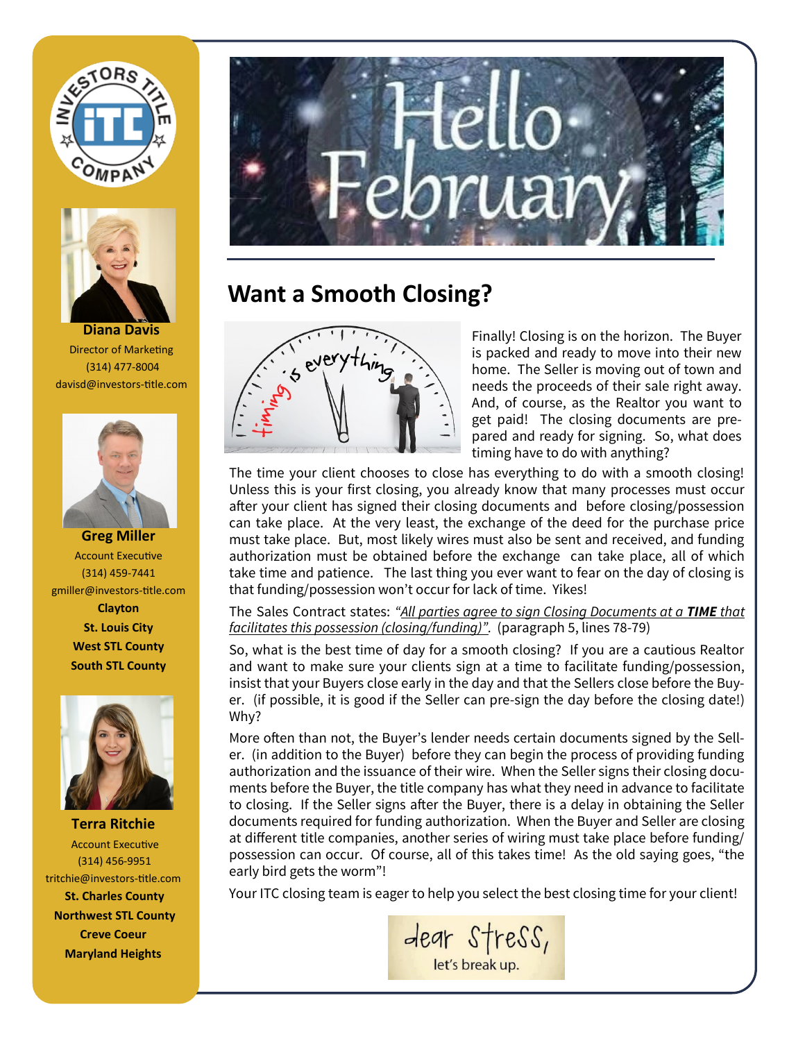**Diana Davis**
Director of Marketing
(314) 477-8004
davisd@investors-title.com

**Greg Miller**
Account Executive
(314) 459-7441
gmiller@investors-title.com
**Clayton**
**St. Louis City**
**West STL County**
**South STL County**

**Terra Ritchie**
Account Executive
(314) 456-9951
tritchie@investors-title.com
**St. Charles County**
**Northwest STL County**
**Creve Coeur**
**Maryland Heights**

# Hello February

## Want a Smooth Closing?

Finally! Closing is on the horizon. The Buyer is packed and ready to move into their new home. The Seller is moving out of town and needs the proceeds of their sale right away. And, of course, as the Realtor you want to get paid! The closing documents are prepared and ready for signing. So, what does timing have to do with anything?

The time your client chooses to close has everything to do with a smooth closing! Unless this is your first closing, you already know that many processes must occur after your client has signed their closing documents and before closing/possession can take place. At the very least, the exchange of the deed for the purchase price must take place. But, most likely wires must also be sent and received, and funding authorization must be obtained before the exchange can take place, all of which take time and patience. The last thing you ever want to fear on the day of closing is that funding/possession won't occur for lack of time. Yikes!

The Sales Contract states: *"All parties agree to sign Closing Documents at a **TIME** that facilitates this possession (closing/funding)".* (paragraph 5, lines 78-79)

So, what is the best time of day for a smooth closing? If you are a cautious Realtor and want to make sure your clients sign at a time to facilitate funding/possession, insist that your Buyers close early in the day and that the Sellers close before the Buyer. (if possible, it is good if the Seller can pre-sign the day before the closing date!) Why?

More often than not, the Buyer's lender needs certain documents signed by the Seller. (in addition to the Buyer) before they can begin the process of providing funding authorization and the issuance of their wire. When the Seller signs their closing documents before the Buyer, the title company has what they need in advance to facilitate to closing. If the Seller signs after the Buyer, there is a delay in obtaining the Seller documents required for funding authorization. When the Buyer and Seller are closing at different title companies, another series of wiring must take place before funding/possession can occur. Of course, all of this takes time! As the old saying goes, "the early bird gets the worm"!

Your ITC closing team is eager to help you select the best closing time for your client!

dear Stress,
let's break up.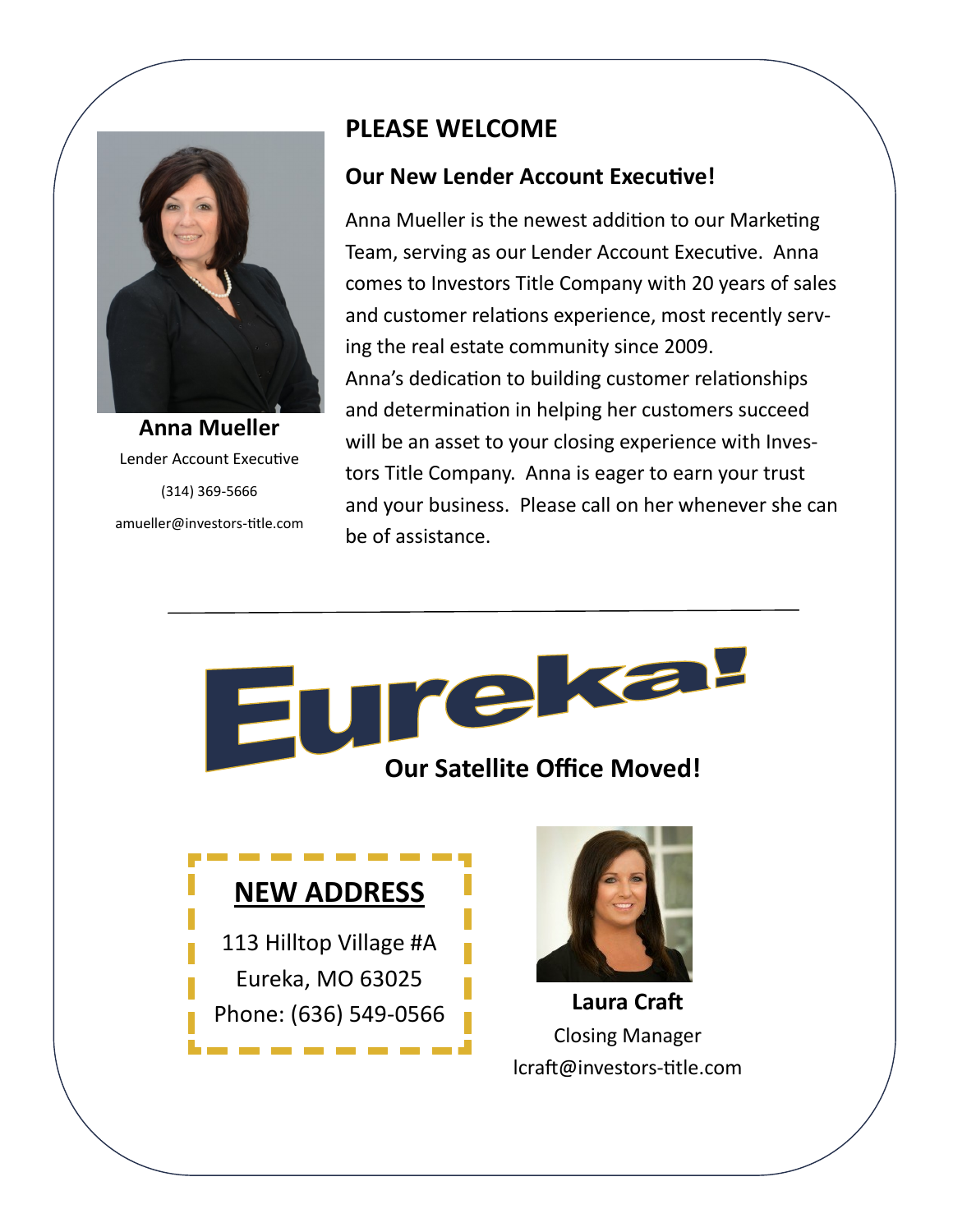## PLEASE WELCOME

### Our New Lender Account Executive!

Anna Mueller is the newest addition to our Marketing Team, serving as our Lender Account Executive. Anna comes to Investors Title Company with 20 years of sales and customer relations experience, most recently serving the real estate community since 2009.

Anna's dedication to building customer relationships and determination in helping her customers succeed will be an asset to your closing experience with Investors Title Company. Anna is eager to earn your trust and your business. Please call on her whenever she can be of assistance.

**Anna Mueller**
Lender Account Executive
(314) 369-5666
amueller@investors-title.com

---

# Eureka!

### Our Satellite Office Moved!

**NEW ADDRESS**

113 Hilltop Village #A
Eureka, MO 63025
Phone: (636) 549-0566

**Laura Craft**
Closing Manager
lcraft@investors-title.com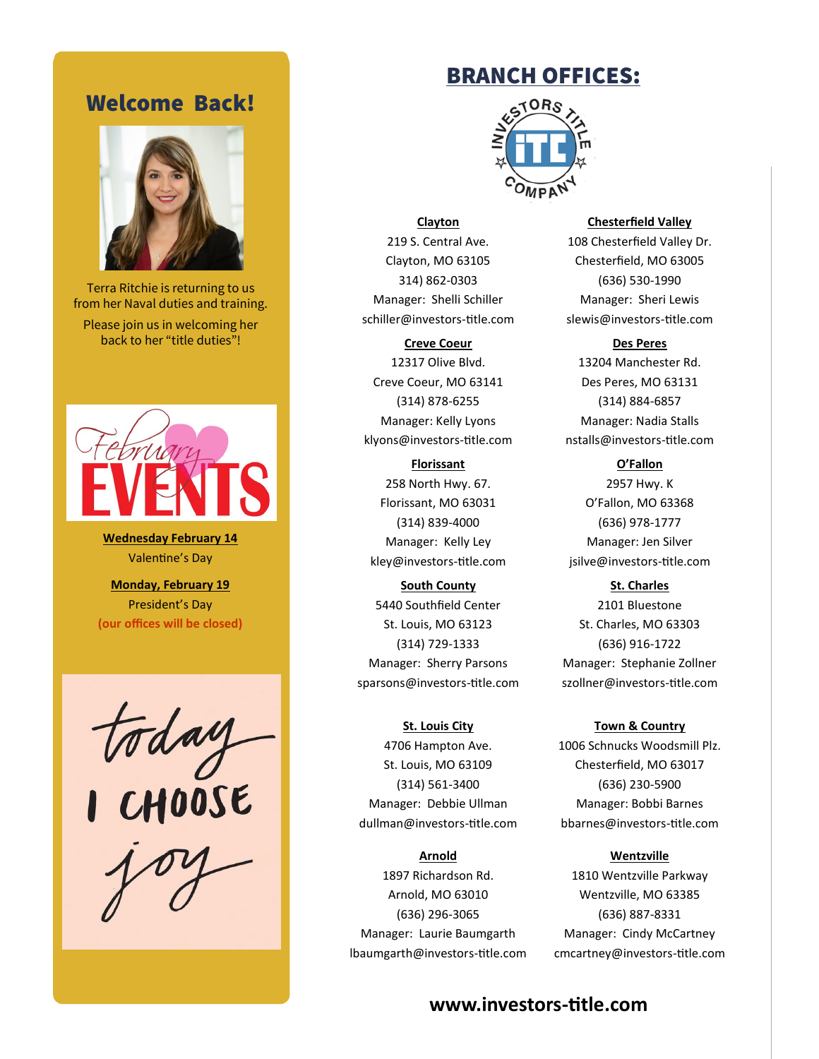## Welcome Back!

Terra Ritchie is returning to us from her Naval duties and training.

Please join us in welcoming her back to her "title duties"!

February EVENTS

**Wednesday February 14**
Valentine's Day

**Monday, February 19**
President's Day
**(our offices will be closed)**

today I CHOOSE joy

## BRANCH OFFICES:

INVESTORS TITLE COMPANY

**Clayton**
219 S. Central Ave.
Clayton, MO 63105
314) 862-0303
Manager: Shelli Schiller
schiller@investors-title.com

**Chesterfield Valley**
108 Chesterfield Valley Dr.
Chesterfield, MO 63005
(636) 530-1990
Manager: Sheri Lewis
slewis@investors-title.com

**Creve Coeur**
12317 Olive Blvd.
Creve Coeur, MO 63141
(314) 878-6255
Manager: Kelly Lyons
klyons@investors-title.com

**Des Peres**
13204 Manchester Rd.
Des Peres, MO 63131
(314) 884-6857
Manager: Nadia Stalls
nstalls@investors-title.com

**Florissant**
258 North Hwy. 67.
Florissant, MO 63031
(314) 839-4000
Manager: Kelly Ley
kley@investors-title.com

**O'Fallon**
2957 Hwy. K
O'Fallon, MO 63368
(636) 978-1777
Manager: Jen Silver
jsilve@investors-title.com

**South County**
5440 Southfield Center
St. Louis, MO 63123
(314) 729-1333
Manager: Sherry Parsons
sparsons@investors-title.com

**St. Charles**
2101 Bluestone
St. Charles, MO 63303
(636) 916-1722
Manager: Stephanie Zollner
szollner@investors-title.com

**St. Louis City**
4706 Hampton Ave.
St. Louis, MO 63109
(314) 561-3400
Manager: Debbie Ullman
dullman@investors-title.com

**Town & Country**
1006 Schnucks Woodsmill Plz.
Chesterfield, MO 63017
(636) 230-5900
Manager: Bobbi Barnes
bbarnes@investors-title.com

**Arnold**
1897 Richardson Rd.
Arnold, MO 63010
(636) 296-3065
Manager: Laurie Baumgarth
lbaumgarth@investors-title.com

**Wentzville**
1810 Wentzville Parkway
Wentzville, MO 63385
(636) 887-8331
Manager: Cindy McCartney
cmcartney@investors-title.com

**www.investors-title.com**